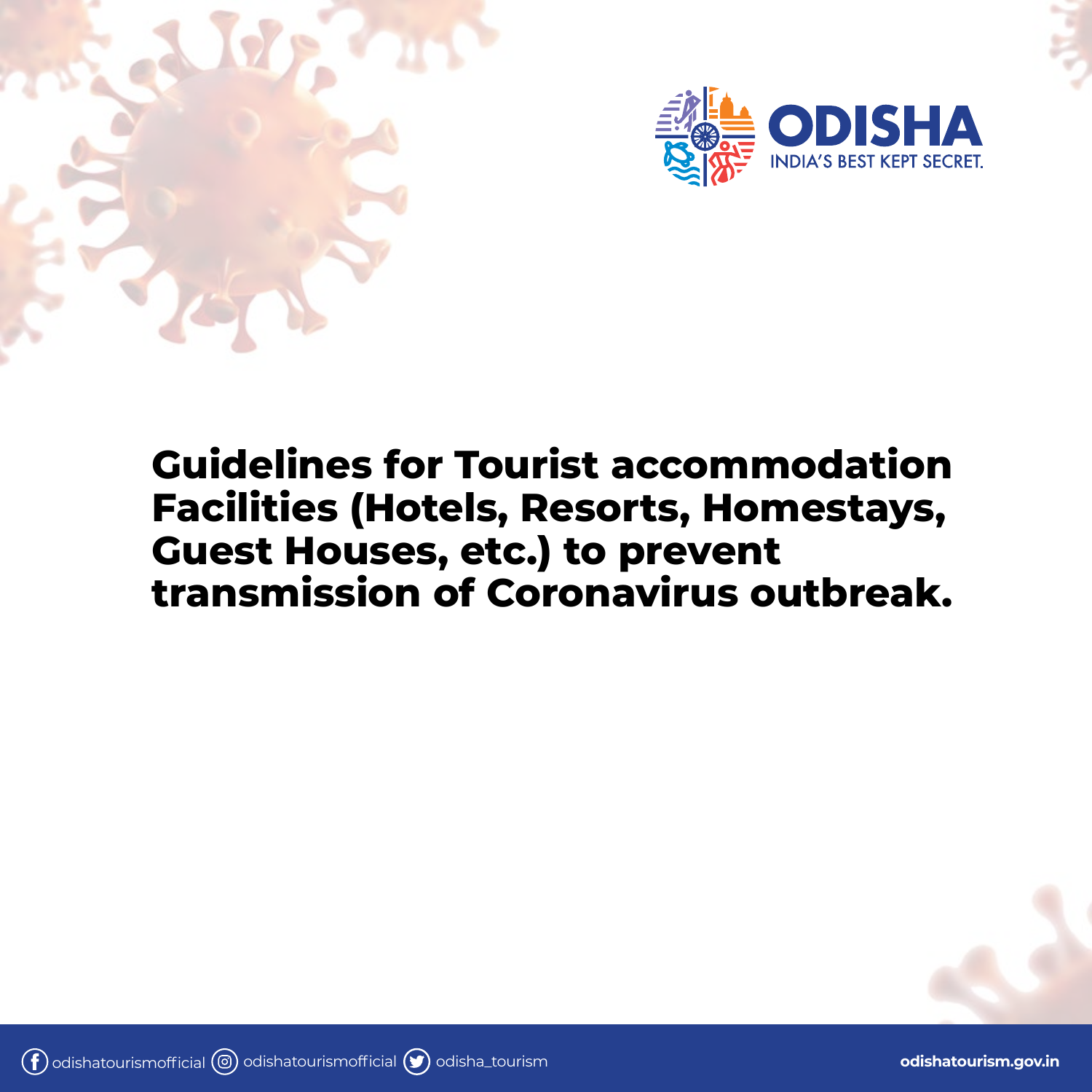ODISHA
INDIA'S BEST KEPT SECRET.

# Guidelines for Tourist accommodation Facilities (Hotels, Resorts, Homestays, Guest Houses, etc.) to prevent transmission of Coronavirus outbreak.

odishatourismofficial odishatourismofficial odisha_tourism

odishatourism.gov.in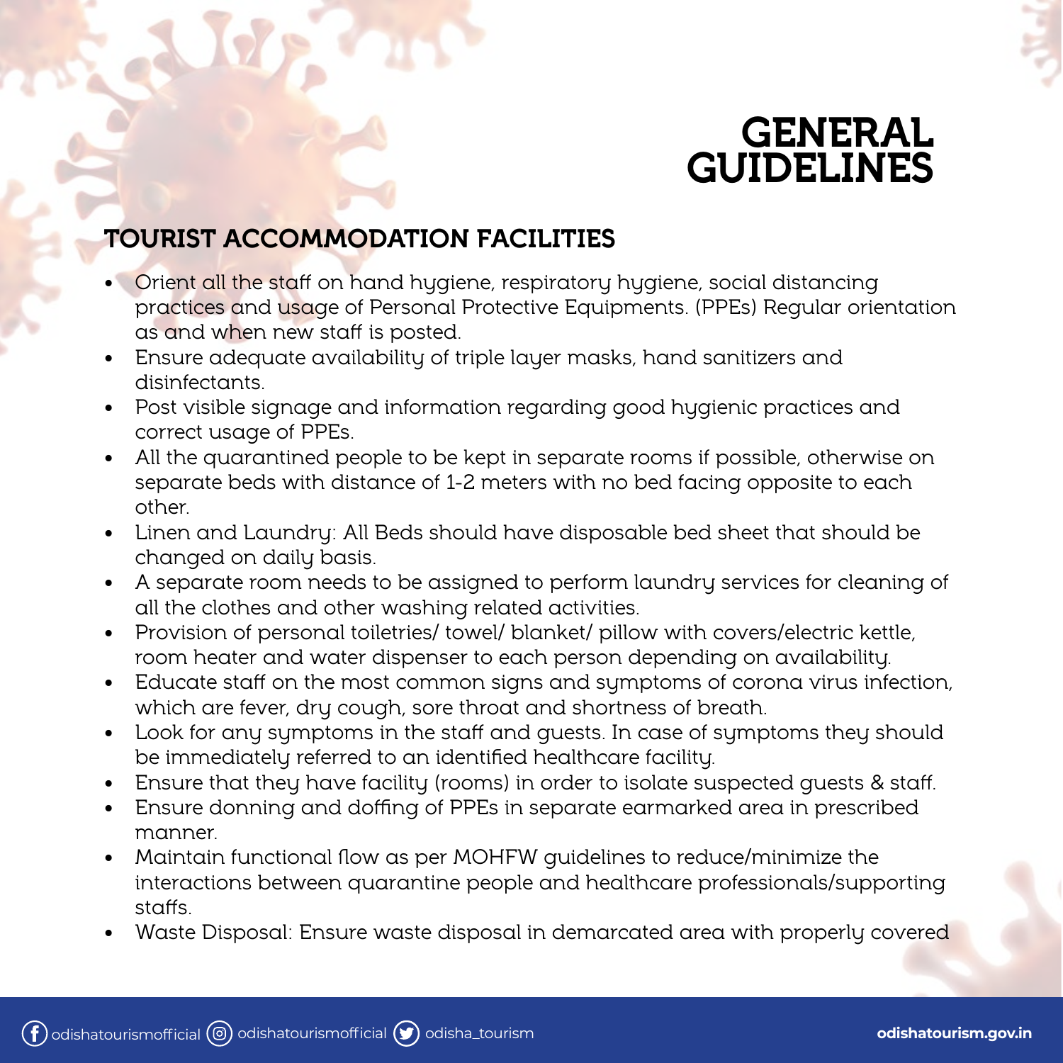# GENERAL GUIDELINES

## TOURIST ACCOMMODATION FACILITIES

- Orient all the staff on hand hygiene, respiratory hygiene, social distancing practices and usage of Personal Protective Equipments. (PPEs) Regular orientation as and when new staff is posted.
- Ensure adequate availability of triple layer masks, hand sanitizers and disinfectants.
- Post visible signage and information regarding good hygienic practices and correct usage of PPEs.
- All the quarantined people to be kept in separate rooms if possible, otherwise on separate beds with distance of 1-2 meters with no bed facing opposite to each other.
- Linen and Laundry: All Beds should have disposable bed sheet that should be changed on daily basis.
- A separate room needs to be assigned to perform laundry services for cleaning of all the clothes and other washing related activities.
- Provision of personal toiletries/ towel/ blanket/ pillow with covers/electric kettle, room heater and water dispenser to each person depending on availability.
- Educate staff on the most common signs and symptoms of corona virus infection, which are fever, dry cough, sore throat and shortness of breath.
- Look for any symptoms in the staff and guests. In case of symptoms they should be immediately referred to an identified healthcare facility.
- Ensure that they have facility (rooms) in order to isolate suspected guests & staff.
- Ensure donning and doffing of PPEs in separate earmarked area in prescribed manner.
- Maintain functional flow as per MOHFW guidelines to reduce/minimize the interactions between quarantine people and healthcare professionals/supporting staffs.
- Waste Disposal: Ensure waste disposal in demarcated area with properly covered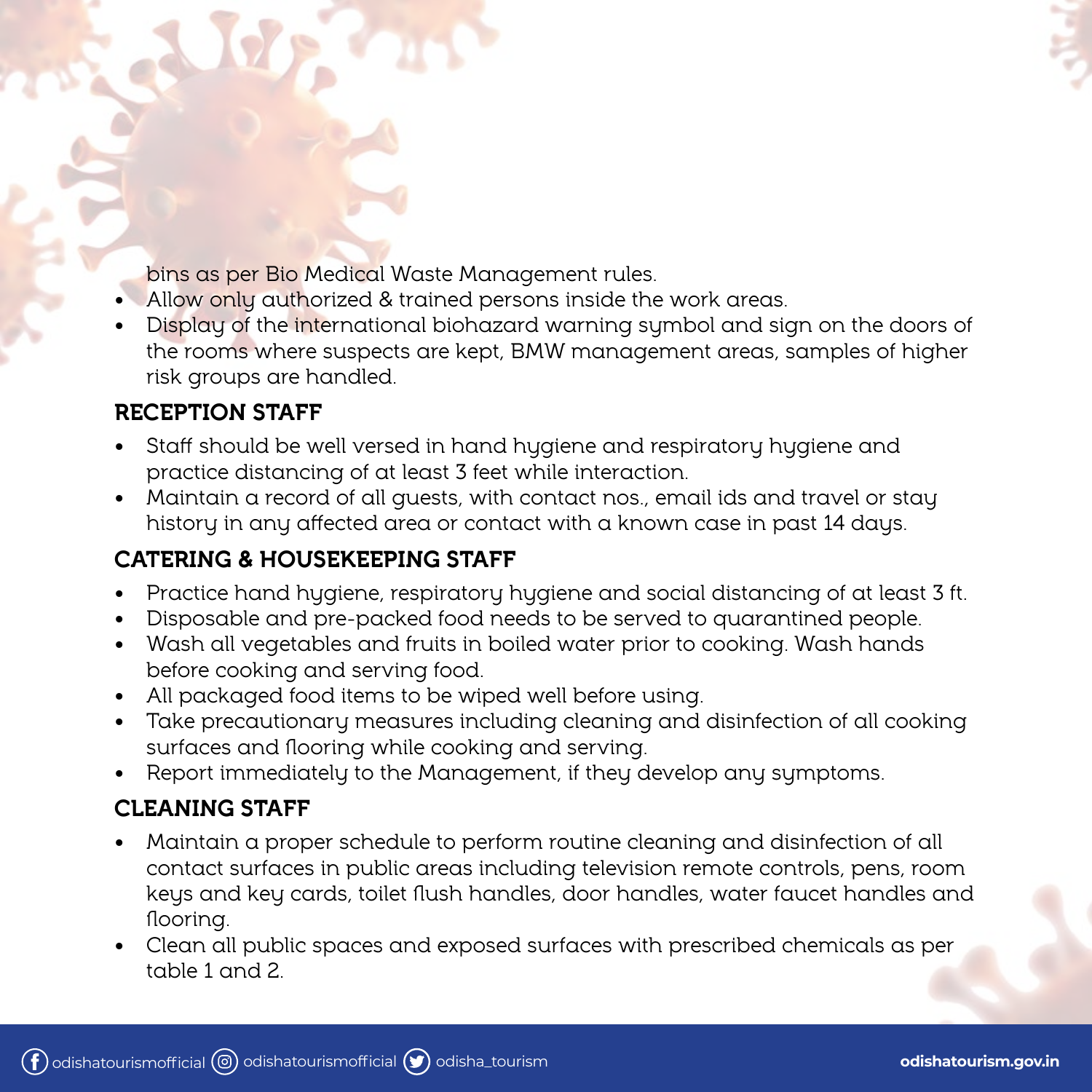bins as per Bio Medical Waste Management rules.

- Allow only authorized & trained persons inside the work areas.
- Display of the international biohazard warning symbol and sign on the doors of the rooms where suspects are kept, BMW management areas, samples of higher risk groups are handled.

## RECEPTION STAFF

- Staff should be well versed in hand hygiene and respiratory hygiene and practice distancing of at least 3 feet while interaction.
- Maintain a record of all guests, with contact nos., email ids and travel or stay history in any affected area or contact with a known case in past 14 days.

## CATERING & HOUSEKEEPING STAFF

- Practice hand hygiene, respiratory hygiene and social distancing of at least 3 ft.
- Disposable and pre-packed food needs to be served to quarantined people.
- Wash all vegetables and fruits in boiled water prior to cooking. Wash hands before cooking and serving food.
- All packaged food items to be wiped well before using.
- Take precautionary measures including cleaning and disinfection of all cooking surfaces and flooring while cooking and serving.
- Report immediately to the Management, if they develop any symptoms.

## CLEANING STAFF

- Maintain a proper schedule to perform routine cleaning and disinfection of all contact surfaces in public areas including television remote controls, pens, room keys and key cards, toilet flush handles, door handles, water faucet handles and flooring.
- Clean all public spaces and exposed surfaces with prescribed chemicals as per table 1 and 2.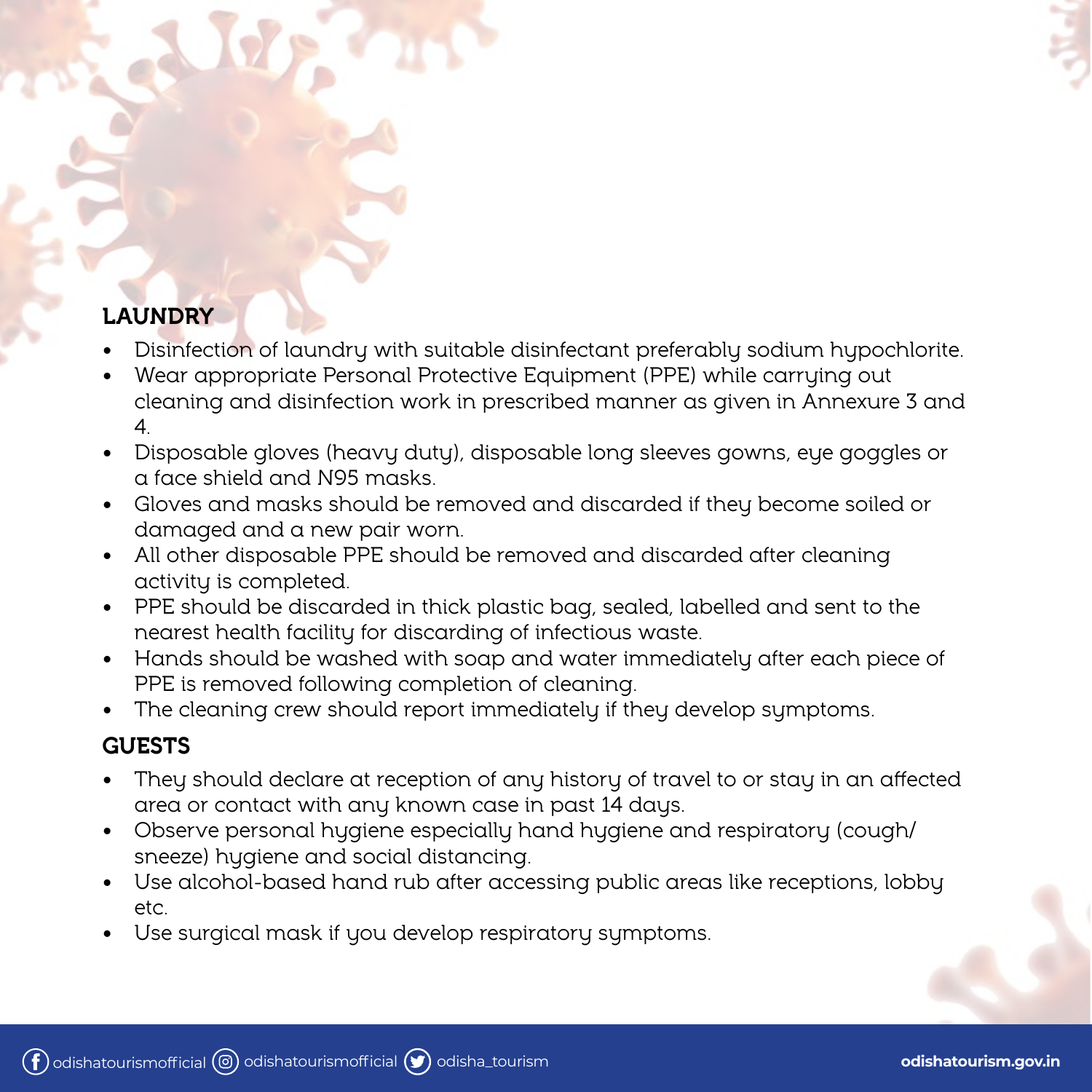## LAUNDRY

- Disinfection of laundry with suitable disinfectant preferably sodium hypochlorite.
- Wear appropriate Personal Protective Equipment (PPE) while carrying out cleaning and disinfection work in prescribed manner as given in Annexure 3 and 4.
- Disposable gloves (heavy duty), disposable long sleeves gowns, eye goggles or a face shield and N95 masks.
- Gloves and masks should be removed and discarded if they become soiled or damaged and a new pair worn.
- All other disposable PPE should be removed and discarded after cleaning activity is completed.
- PPE should be discarded in thick plastic bag, sealed, labelled and sent to the nearest health facility for discarding of infectious waste.
- Hands should be washed with soap and water immediately after each piece of PPE is removed following completion of cleaning.
- The cleaning crew should report immediately if they develop symptoms.

## GUESTS

- They should declare at reception of any history of travel to or stay in an affected area or contact with any known case in past 14 days.
- Observe personal hygiene especially hand hygiene and respiratory (cough/ sneeze) hygiene and social distancing.
- Use alcohol-based hand rub after accessing public areas like receptions, lobby etc.
- Use surgical mask if you develop respiratory symptoms.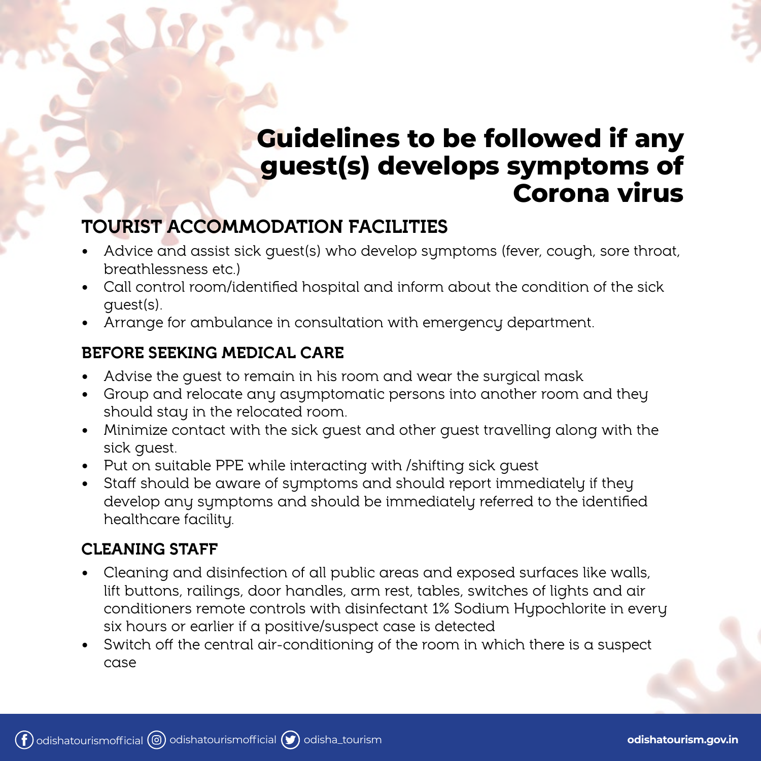# Guidelines to be followed if any guest(s) develops symptoms of Corona virus

## TOURIST ACCOMMODATION FACILITIES

- Advice and assist sick guest(s) who develop symptoms (fever, cough, sore throat, breathlessness etc.)
- Call control room/identified hospital and inform about the condition of the sick guest(s).
- Arrange for ambulance in consultation with emergency department.

## BEFORE SEEKING MEDICAL CARE

- Advise the guest to remain in his room and wear the surgical mask
- Group and relocate any asymptomatic persons into another room and they should stay in the relocated room.
- Minimize contact with the sick guest and other guest travelling along with the sick guest.
- Put on suitable PPE while interacting with /shifting sick guest
- Staff should be aware of symptoms and should report immediately if they develop any symptoms and should be immediately referred to the identified healthcare facility.

## CLEANING STAFF

- Cleaning and disinfection of all public areas and exposed surfaces like walls, lift buttons, railings, door handles, arm rest, tables, switches of lights and air conditioners remote controls with disinfectant 1% Sodium Hypochlorite in every six hours or earlier if a positive/suspect case is detected
- Switch off the central air-conditioning of the room in which there is a suspect case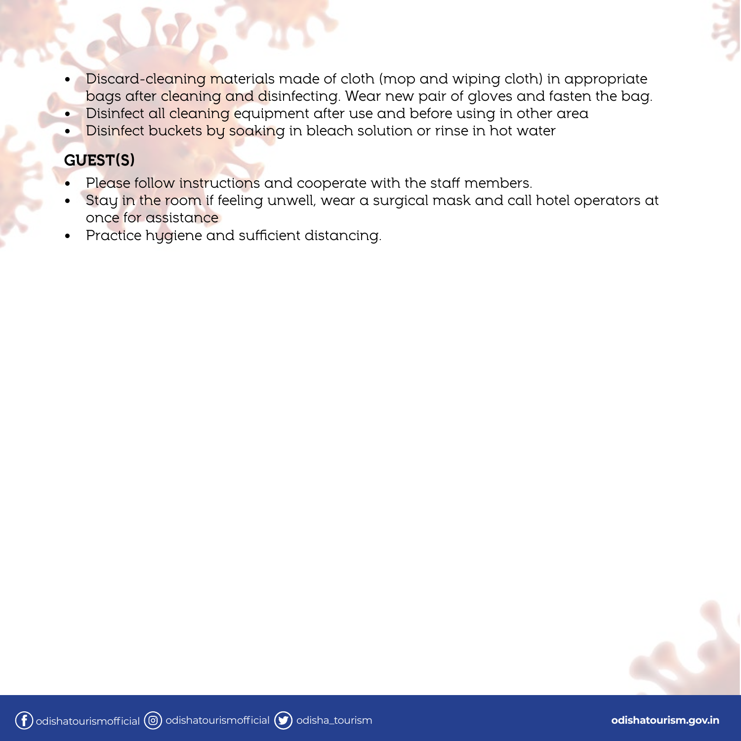- Discard-cleaning materials made of cloth (mop and wiping cloth) in appropriate bags after cleaning and disinfecting. Wear new pair of gloves and fasten the bag.
- Disinfect all cleaning equipment after use and before using in other area
- Disinfect buckets by soaking in bleach solution or rinse in hot water

## GUEST(S)

- Please follow instructions and cooperate with the staff members.
- Stay in the room if feeling unwell, wear a surgical mask and call hotel operators at once for assistance
- Practice hygiene and sufficient distancing.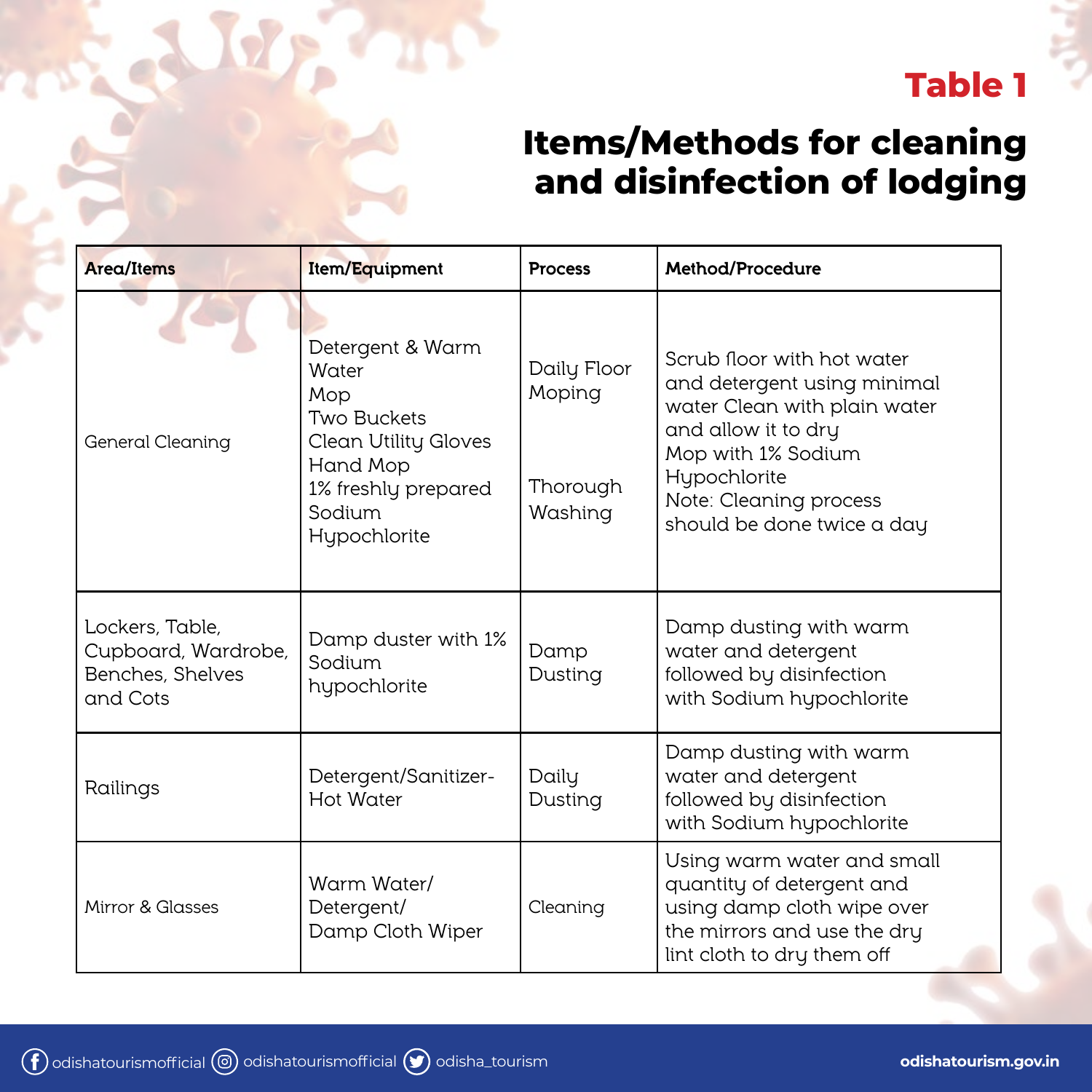## Table 1

# Items/Methods for cleaning and disinfection of lodging

| Area/Items | Item/Equipment | Process | Method/Procedure |
|---|---|---|---|
| General Cleaning | Detergent & Warm Water<br>Mop<br>Two Buckets<br>Clean Utility Gloves<br>Hand Mop<br>1% freshly prepared Sodium Hypochlorite | Daily Floor Moping<br><br>Thorough Washing | Scrub floor with hot water and detergent using minimal water Clean with plain water and allow it to dry<br>Mop with 1% Sodium Hypochlorite<br>Note: Cleaning process should be done twice a day |
| Lockers, Table, Cupboard, Wardrobe, Benches, Shelves and Cots | Damp duster with 1% Sodium hypochlorite | Damp Dusting | Damp dusting with warm water and detergent followed by disinfection with Sodium hypochlorite |
| Railings | Detergent/Sanitizer-Hot Water | Daily Dusting | Damp dusting with warm water and detergent followed by disinfection with Sodium hypochlorite |
| Mirror & Glasses | Warm Water/ Detergent/ Damp Cloth Wiper | Cleaning | Using warm water and small quantity of detergent and using damp cloth wipe over the mirrors and use the dry lint cloth to dry them off |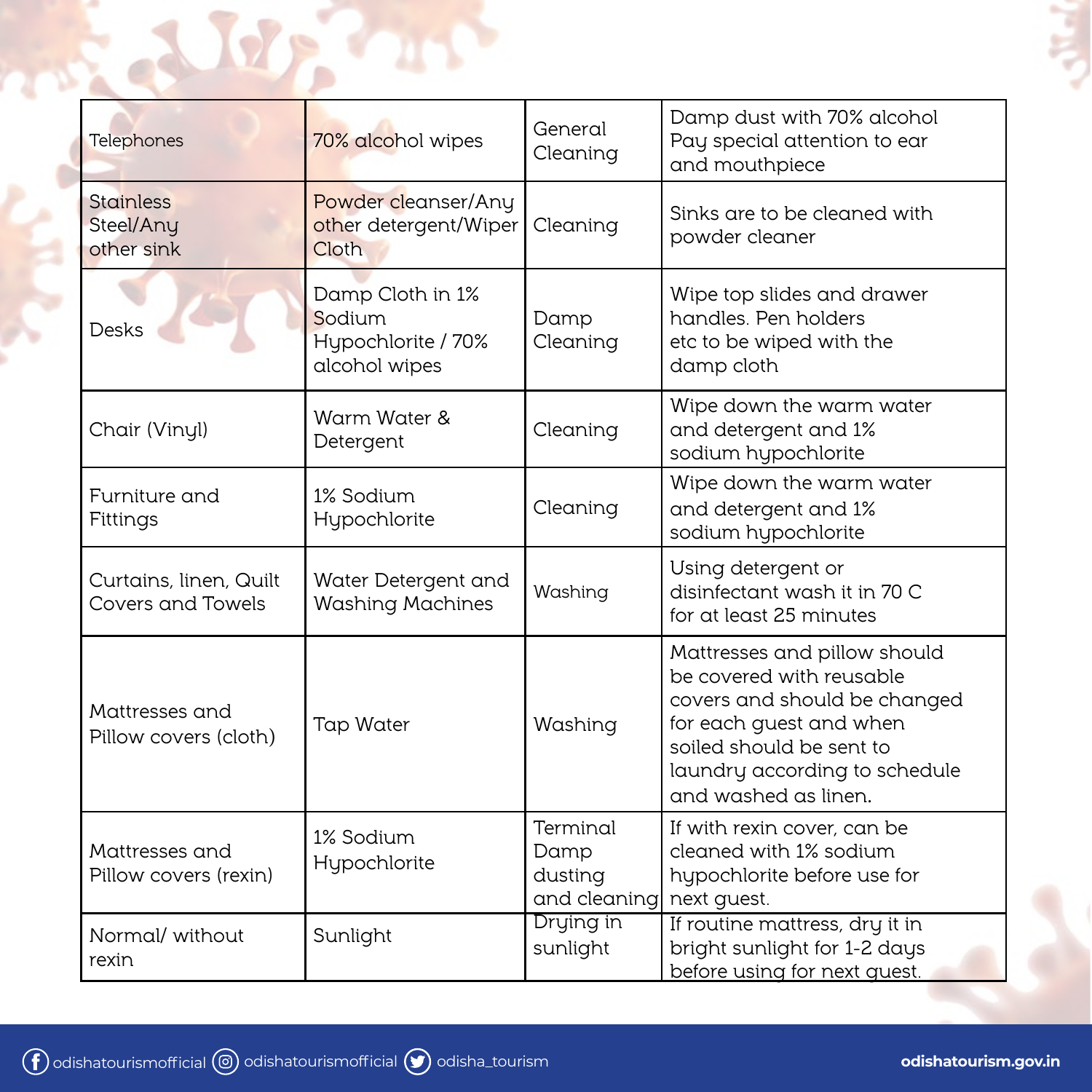| Telephones | 70% alcohol wipes | General Cleaning | Damp dust with 70% alcohol Pay special attention to ear and mouthpiece |
|---|---|---|---|
| Stainless Steel/Any other sink | Powder cleanser/Any other detergent/Wiper Cloth | Cleaning | Sinks are to be cleaned with powder cleaner |
| Desks | Damp Cloth in 1% Sodium Hypochlorite / 70% alcohol wipes | Damp Cleaning | Wipe top slides and drawer handles. Pen holders etc to be wiped with the damp cloth |
| Chair (Vinyl) | Warm Water & Detergent | Cleaning | Wipe down the warm water and detergent and 1% sodium hypochlorite |
| Furniture and Fittings | 1% Sodium Hypochlorite | Cleaning | Wipe down the warm water and detergent and 1% sodium hypochlorite |
| Curtains, linen, Quilt Covers and Towels | Water Detergent and Washing Machines | Washing | Using detergent or disinfectant wash it in 70 C for at least 25 minutes |
| Mattresses and Pillow covers (cloth) | Tap Water | Washing | Mattresses and pillow should be covered with reusable covers and should be changed for each guest and when soiled should be sent to laundry according to schedule and washed as linen. |
| Mattresses and Pillow covers (rexin) | 1% Sodium Hypochlorite | Terminal Damp dusting and cleaning | If with rexin cover, can be cleaned with 1% sodium hypochlorite before use for next guest. |
| Normal/ without rexin | Sunlight | Drying in sunlight | If routine mattress, dry it in bright sunlight for 1-2 days before using for next guest. |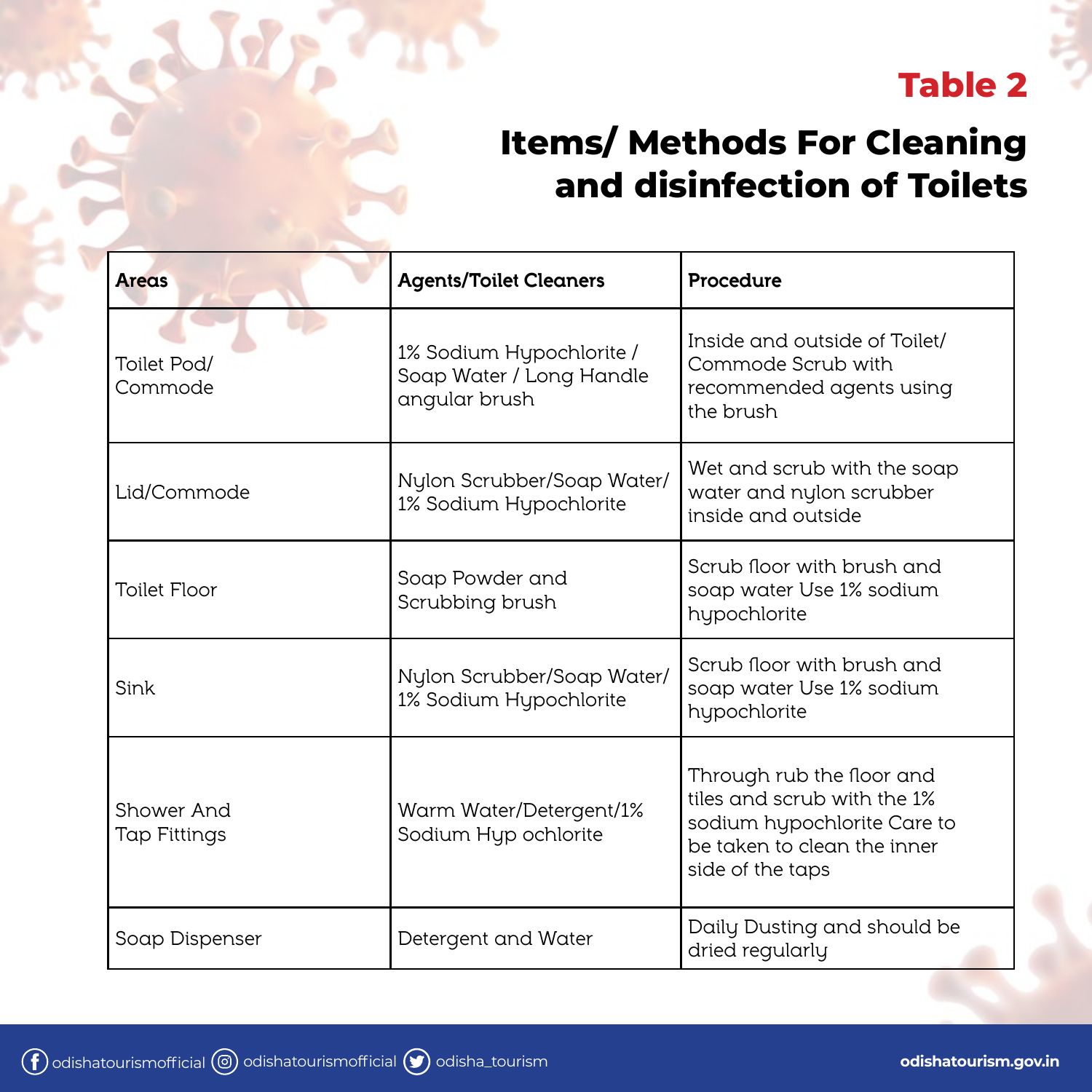# Table 2

## Items/ Methods For Cleaning and disinfection of Toilets

| Areas | Agents/Toilet Cleaners | Procedure |
|---|---|---|
| Toilet Pod/ Commode | 1% Sodium Hypochlorite / Soap Water / Long Handle angular brush | Inside and outside of Toilet/ Commode Scrub with recommended agents using the brush |
| Lid/Commode | Nylon Scrubber/Soap Water/ 1% Sodium Hypochlorite | Wet and scrub with the soap water and nylon scrubber inside and outside |
| Toilet Floor | Soap Powder and Scrubbing brush | Scrub floor with brush and soap water Use 1% sodium hypochlorite |
| Sink | Nylon Scrubber/Soap Water/ 1% Sodium Hypochlorite | Scrub floor with brush and soap water Use 1% sodium hypochlorite |
| Shower And Tap Fittings | Warm Water/Detergent/1% Sodium Hyp ochlorite | Through rub the floor and tiles and scrub with the 1% sodium hypochlorite Care to be taken to clean the inner side of the taps |
| Soap Dispenser | Detergent and Water | Daily Dusting and should be dried regularly |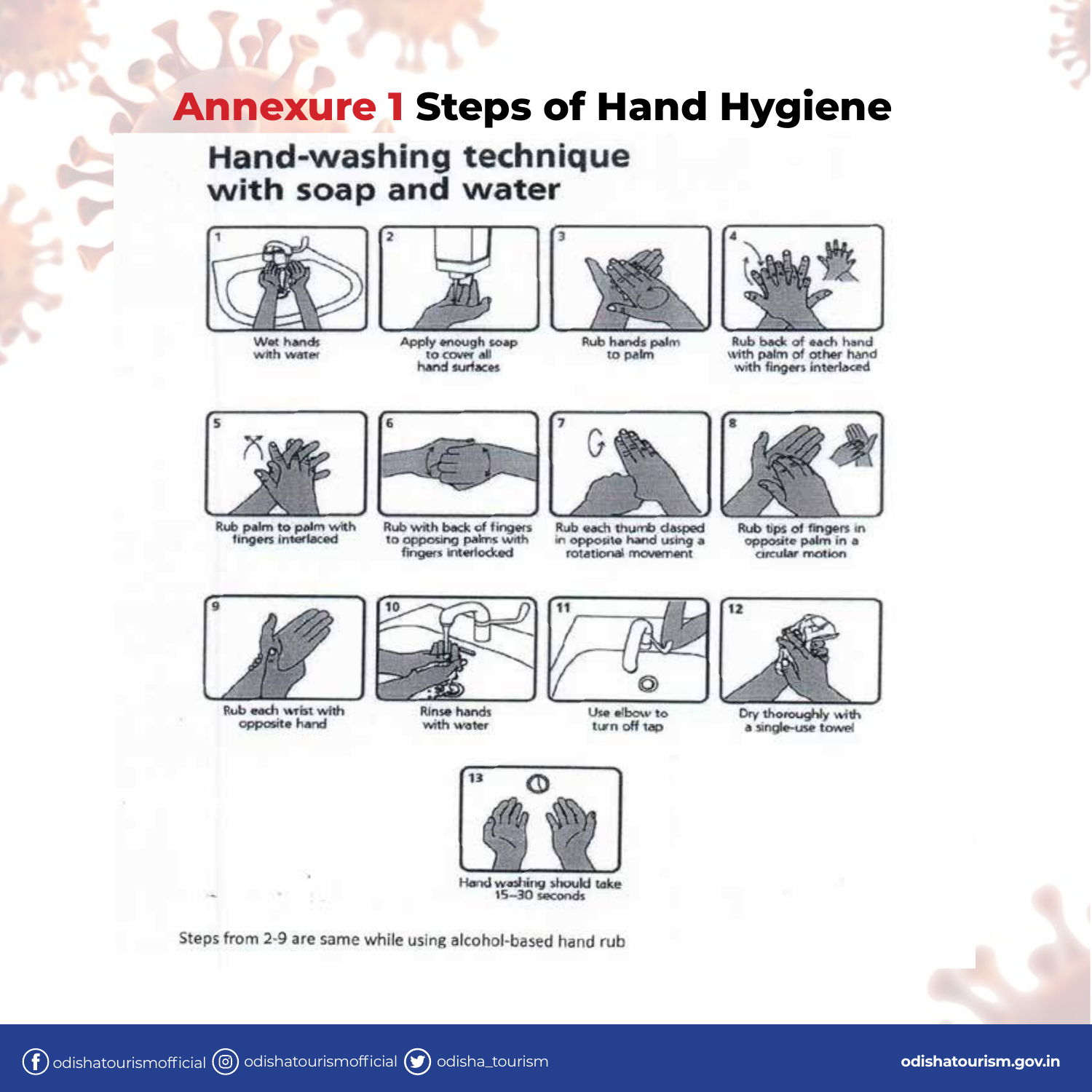# Annexure 1 Steps of Hand Hygiene

## Hand-washing technique with soap and water

1. Wet hands with water
2. Apply enough soap to cover all hand surfaces
3. Rub hands palm to palm
4. Rub back of each hand with palm of other hand with fingers interlaced
5. Rub palm to palm with fingers interlaced
6. Rub with back of fingers to opposing palms with fingers interlocked
7. Rub each thumb clasped in opposite hand using a rotational movement
8. Rub tips of fingers in opposite palm in a circular motion
9. Rub each wrist with opposite hand
10. Rinse hands with water
11. Use elbow to turn off tap
12. Dry thoroughly with a single-use towel
13. Hand washing should take 15–30 seconds

Steps from 2-9 are same while using alcohol-based hand rub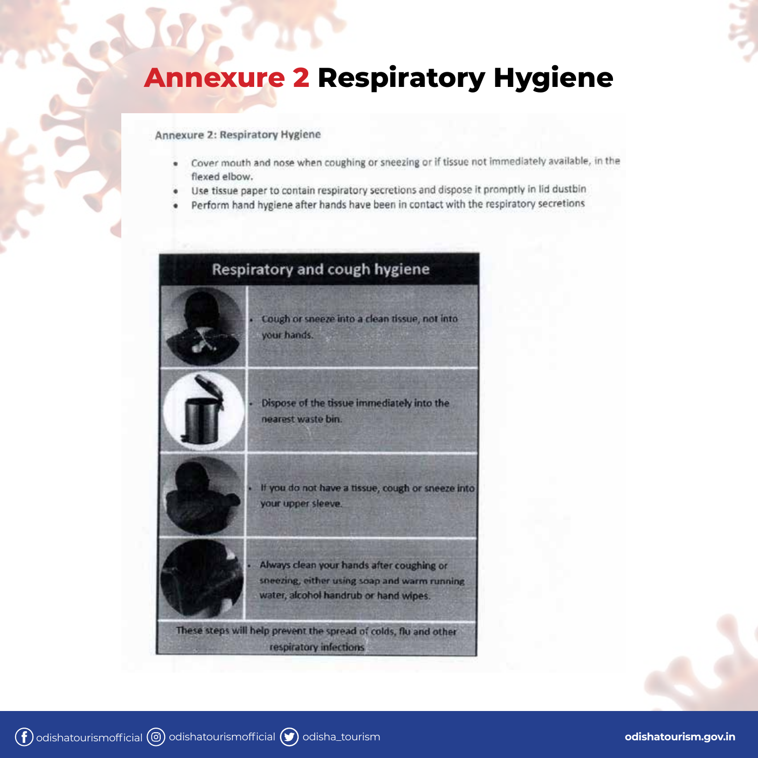# Annexure 2 Respiratory Hygiene

Annexure 2: Respiratory Hygiene

- Cover mouth and nose when coughing or sneezing or if tissue not immediately available, in the flexed elbow.
- Use tissue paper to contain respiratory secretions and dispose it promptly in lid dustbin
- Perform hand hygiene after hands have been in contact with the respiratory secretions

## Respiratory and cough hygiene

- Cough or sneeze into a clean tissue, not into your hands.
- Dispose of the tissue immediately into the nearest waste bin.
- If you do not have a tissue, cough or sneeze into your upper sleeve.
- Always clean your hands after coughing or sneezing, either using soap and warm running water, alcohol handrub or hand wipes.

These steps will help prevent the spread of colds, flu and other respiratory infections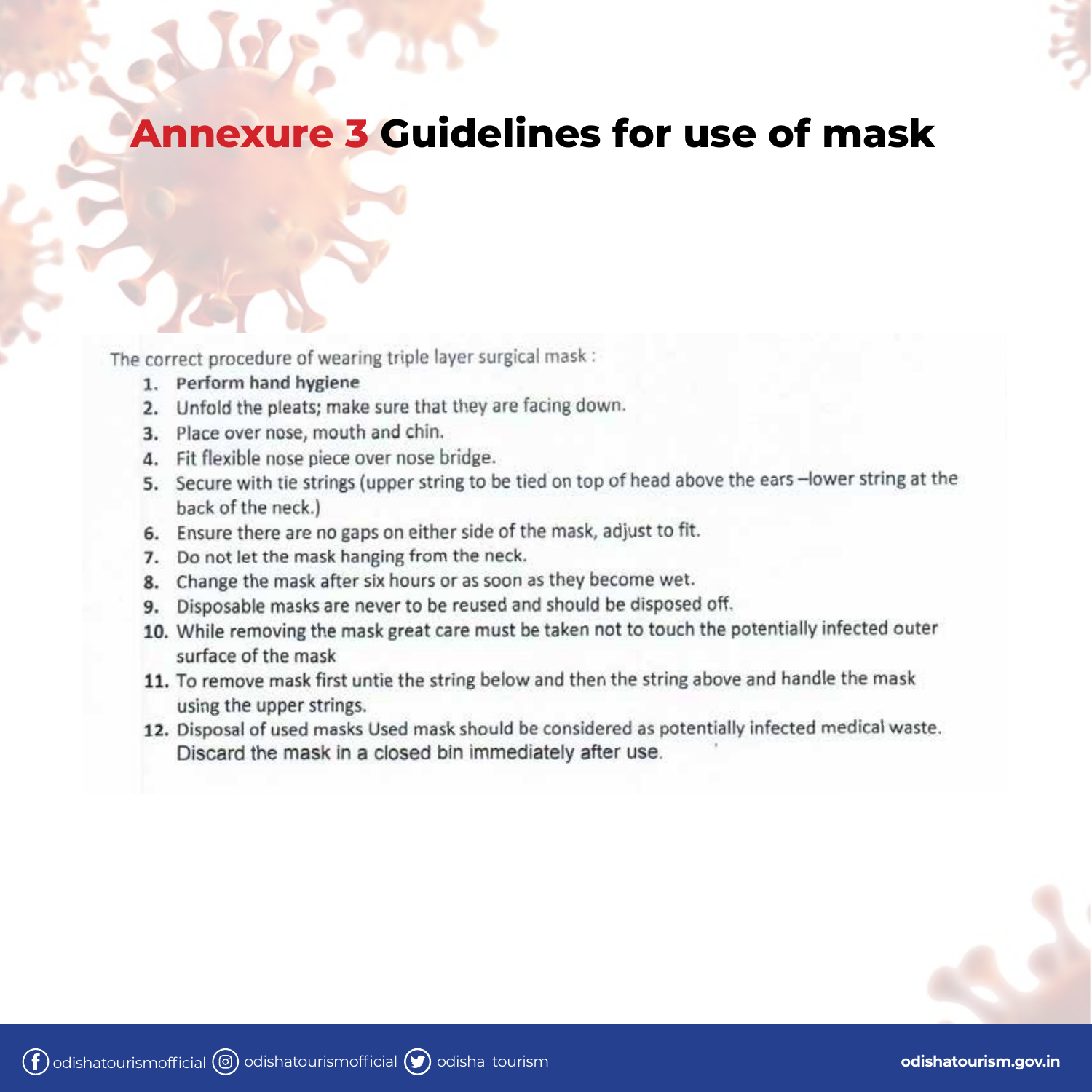# Annexure 3 Guidelines for use of mask

The correct procedure of wearing triple layer surgical mask :

1. **Perform hand hygiene**
2. Unfold the pleats; make sure that they are facing down.
3. Place over nose, mouth and chin.
4. Fit flexible nose piece over nose bridge.
5. Secure with tie strings (upper string to be tied on top of head above the ears –lower string at the back of the neck.)
6. Ensure there are no gaps on either side of the mask, adjust to fit.
7. Do not let the mask hanging from the neck.
8. Change the mask after six hours or as soon as they become wet.
9. Disposable masks are never to be reused and should be disposed off.
10. While removing the mask great care must be taken not to touch the potentially infected outer surface of the mask
11. To remove mask first untie the string below and then the string above and handle the mask using the upper strings.
12. Disposal of used masks Used mask should be considered as potentially infected medical waste. Discard the mask in a closed bin immediately after use.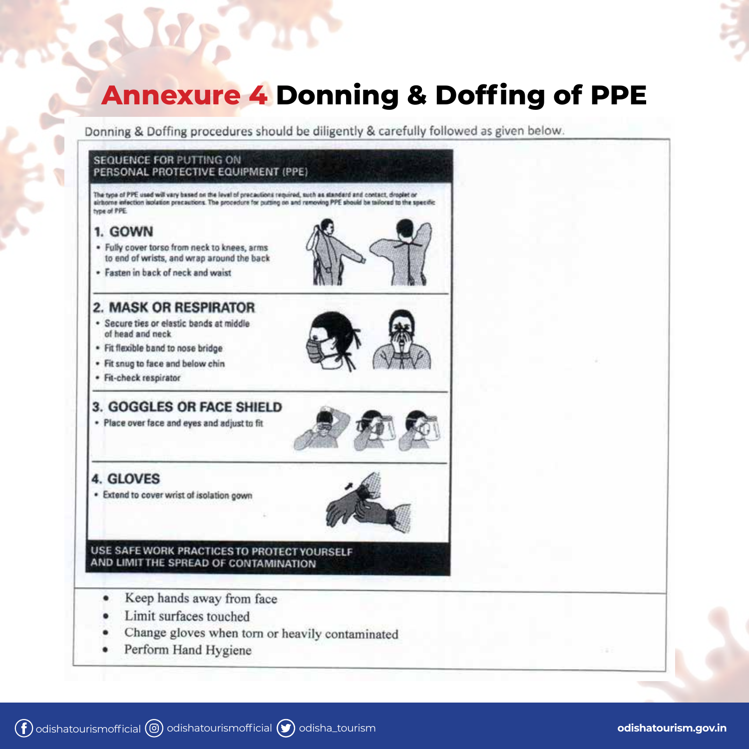# Annexure 4 Donning & Doffing of PPE

Donning & Doffing procedures should be diligently & carefully followed as given below.

## SEQUENCE FOR PUTTING ON PERSONAL PROTECTIVE EQUIPMENT (PPE)

The type of PPE used will vary based on the level of precautions required, such as standard and contact, droplet or airborne infection isolation precautions. The procedure for putting on and removing PPE should be tailored to the specific type of PPE.

### 1. GOWN

- Fully cover torso from neck to knees, arms to end of wrists, and wrap around the back
- Fasten in back of neck and waist

### 2. MASK OR RESPIRATOR

- Secure ties or elastic bands at middle of head and neck
- Fit flexible band to nose bridge
- Fit snug to face and below chin
- Fit-check respirator

### 3. GOGGLES OR FACE SHIELD

- Place over face and eyes and adjust to fit

### 4. GLOVES

- Extend to cover wrist of isolation gown

**USE SAFE WORK PRACTICES TO PROTECT YOURSELF AND LIMIT THE SPREAD OF CONTAMINATION**

- Keep hands away from face
- Limit surfaces touched
- Change gloves when torn or heavily contaminated
- Perform Hand Hygiene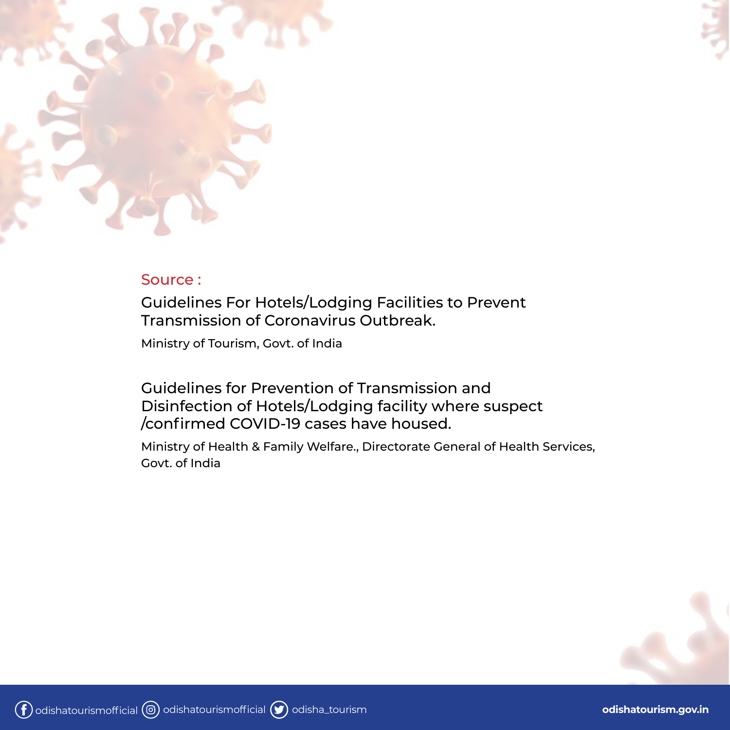Source :

Guidelines For Hotels/Lodging Facilities to Prevent Transmission of Coronavirus Outbreak.

Ministry of Tourism, Govt. of India

Guidelines for Prevention of Transmission and Disinfection of Hotels/Lodging facility where suspect /confirmed COVID-19 cases have housed.

Ministry of Health & Family Welfare., Directorate General of Health Services, Govt. of India

odishatourismofficial odishatourismofficial odisha_tourism

odishatourism.gov.in